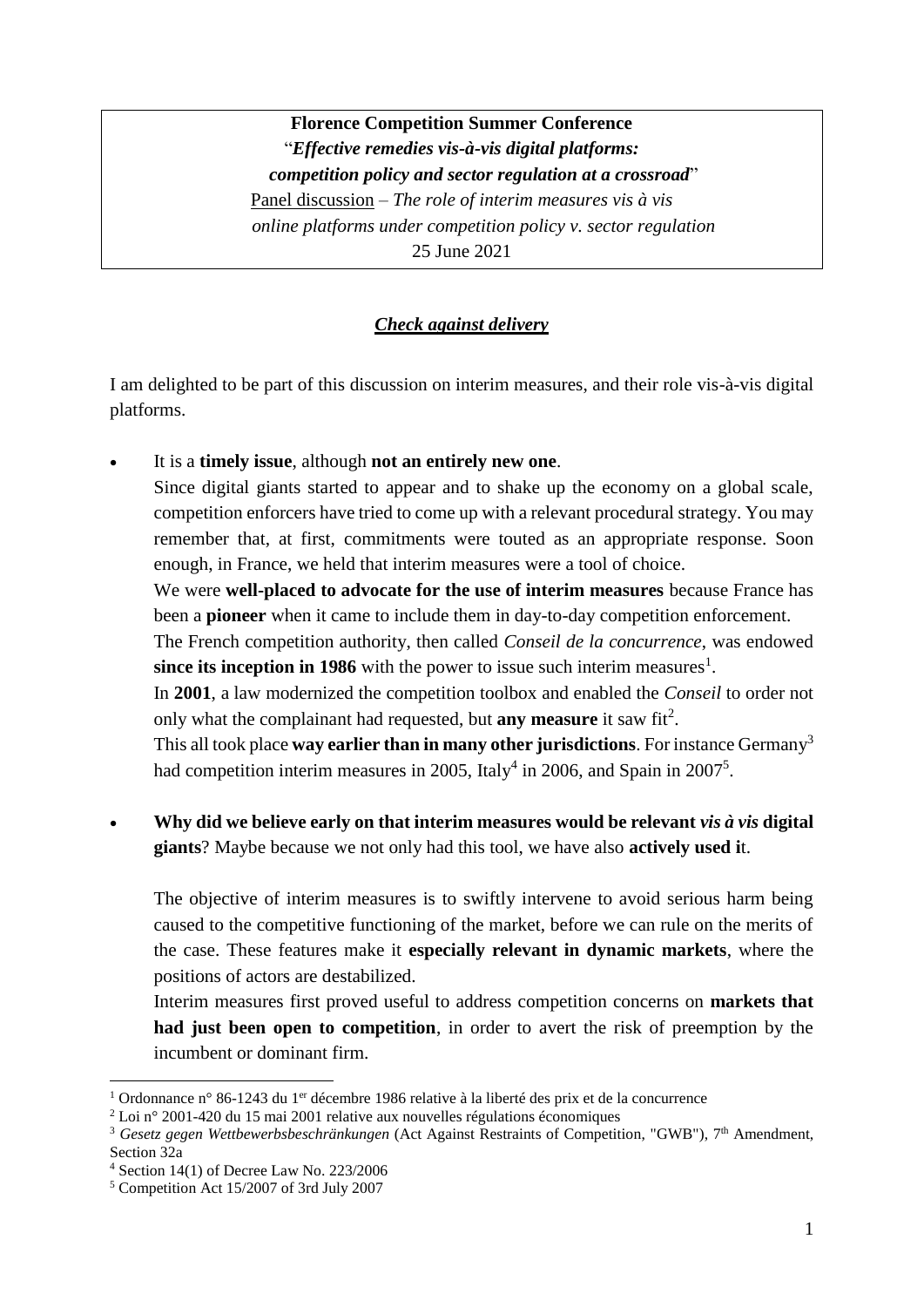**Florence Competition Summer Conference**
"***Effective remedies vis-à-vis digital platforms: competition policy and sector regulation at a crossroad***"
Panel discussion – *The role of interim measures vis à vis online platforms under competition policy v. sector regulation*
25 June 2021

***Check against delivery***

I am delighted to be part of this discussion on interim measures, and their role vis-à-vis digital platforms.

- It is a **timely issue**, although **not an entirely new one**.
  Since digital giants started to appear and to shake up the economy on a global scale, competition enforcers have tried to come up with a relevant procedural strategy. You may remember that, at first, commitments were touted as an appropriate response. Soon enough, in France, we held that interim measures were a tool of choice.
  We were **well-placed to advocate for the use of interim measures** because France has been a **pioneer** when it came to include them in day-to-day competition enforcement.
  The French competition authority, then called *Conseil de la concurrence*, was endowed **since its inception in 1986** with the power to issue such interim measures[1].
  In **2001**, a law modernized the competition toolbox and enabled the *Conseil* to order not only what the complainant had requested, but **any measure** it saw fit[2].
  This all took place **way earlier than in many other jurisdictions**. For instance Germany[3] had competition interim measures in 2005, Italy[4] in 2006, and Spain in 2007[5].

- **Why did we believe early on that interim measures would be relevant *vis à vis* digital giants**? Maybe because we not only had this tool, we have also **actively used i**t.

  The objective of interim measures is to swiftly intervene to avoid serious harm being caused to the competitive functioning of the market, before we can rule on the merits of the case. These features make it **especially relevant in dynamic markets**, where the positions of actors are destabilized.
  Interim measures first proved useful to address competition concerns on **markets that had just been open to competition**, in order to avert the risk of preemption by the incumbent or dominant firm.

---

[1] Ordonnance n° 86-1243 du 1er décembre 1986 relative à la liberté des prix et de la concurrence

[2] Loi n° 2001-420 du 15 mai 2001 relative aux nouvelles régulations économiques

[3] *Gesetz gegen Wettbewerbsbeschränkungen* (Act Against Restraints of Competition, "GWB"), 7th Amendment, Section 32a

[4] Section 14(1) of Decree Law No. 223/2006

[5] Competition Act 15/2007 of 3rd July 2007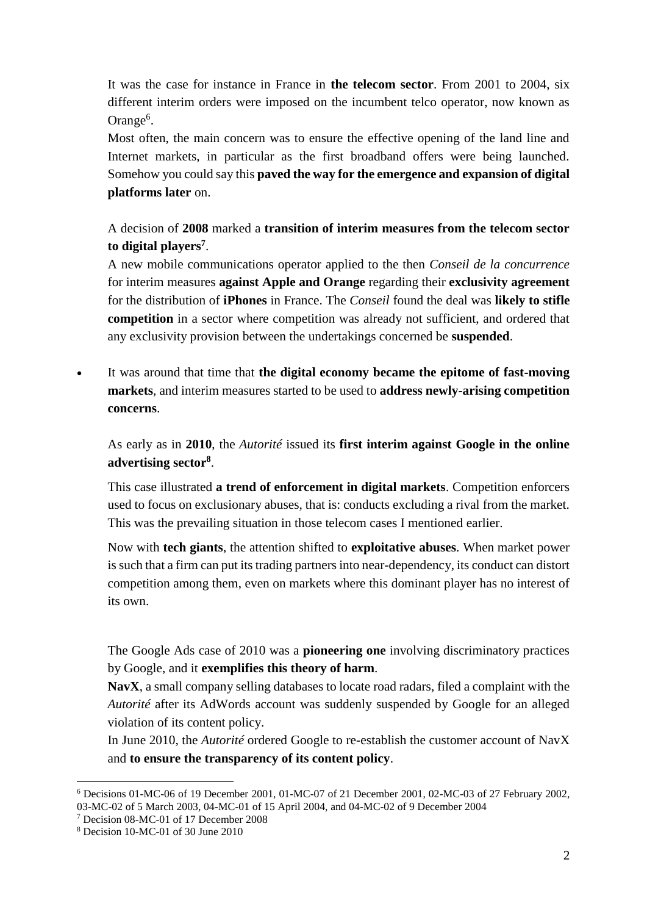It was the case for instance in France in **the telecom sector**. From 2001 to 2004, six different interim orders were imposed on the incumbent telco operator, now known as Orange[6].

Most often, the main concern was to ensure the effective opening of the land line and Internet markets, in particular as the first broadband offers were being launched. Somehow you could say this **paved the way for the emergence and expansion of digital platforms later** on.

A decision of **2008** marked a **transition of interim measures from the telecom sector to digital players**[7].

A new mobile communications operator applied to the then *Conseil de la concurrence* for interim measures **against Apple and Orange** regarding their **exclusivity agreement** for the distribution of **iPhones** in France. The *Conseil* found the deal was **likely to stifle competition** in a sector where competition was already not sufficient, and ordered that any exclusivity provision between the undertakings concerned be **suspended**.

- It was around that time that **the digital economy became the epitome of fast-moving markets**, and interim measures started to be used to **address newly-arising competition concerns**.

As early as in **2010**, the *Autorité* issued its **first interim against Google in the online advertising sector**[8].

This case illustrated **a trend of enforcement in digital markets**. Competition enforcers used to focus on exclusionary abuses, that is: conducts excluding a rival from the market. This was the prevailing situation in those telecom cases I mentioned earlier.

Now with **tech giants**, the attention shifted to **exploitative abuses**. When market power is such that a firm can put its trading partners into near-dependency, its conduct can distort competition among them, even on markets where this dominant player has no interest of its own.

The Google Ads case of 2010 was a **pioneering one** involving discriminatory practices by Google, and it **exemplifies this theory of harm**.

**NavX**, a small company selling databases to locate road radars, filed a complaint with the *Autorité* after its AdWords account was suddenly suspended by Google for an alleged violation of its content policy.

In June 2010, the *Autorité* ordered Google to re-establish the customer account of NavX and **to ensure the transparency of its content policy**.

---

[6] Decisions 01-MC-06 of 19 December 2001, 01-MC-07 of 21 December 2001, 02-MC-03 of 27 February 2002, 03-MC-02 of 5 March 2003, 04-MC-01 of 15 April 2004, and 04-MC-02 of 9 December 2004

[7] Decision 08-MC-01 of 17 December 2008

[8] Decision 10-MC-01 of 30 June 2010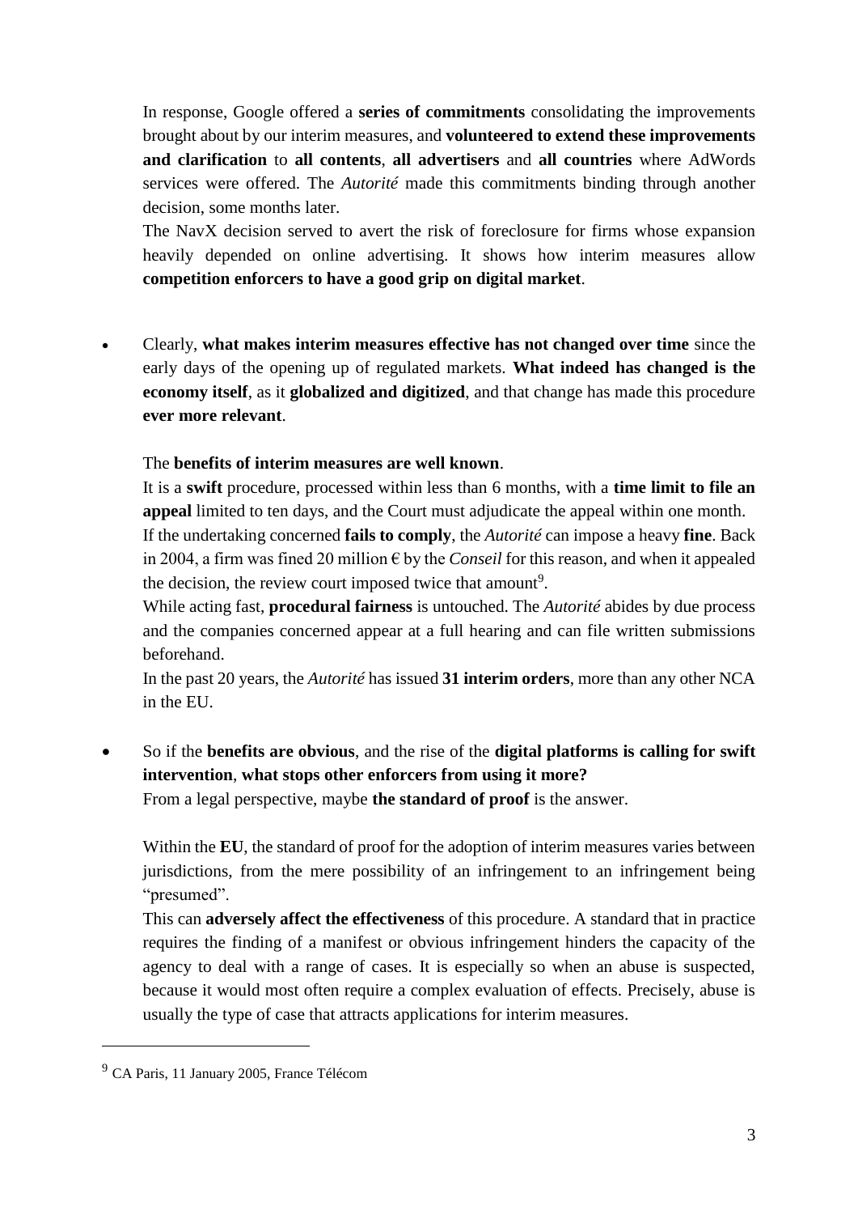In response, Google offered a **series of commitments** consolidating the improvements brought about by our interim measures, and **volunteered to extend these improvements and clarification** to **all contents**, **all advertisers** and **all countries** where AdWords services were offered. The *Autorité* made this commitments binding through another decision, some months later.

The NavX decision served to avert the risk of foreclosure for firms whose expansion heavily depended on online advertising. It shows how interim measures allow **competition enforcers to have a good grip on digital market**.

- Clearly, **what makes interim measures effective has not changed over time** since the early days of the opening up of regulated markets. **What indeed has changed is the economy itself**, as it **globalized and digitized**, and that change has made this procedure **ever more relevant**.

  The **benefits of interim measures are well known**.

  It is a **swift** procedure, processed within less than 6 months, with a **time limit to file an appeal** limited to ten days, and the Court must adjudicate the appeal within one month.

  If the undertaking concerned **fails to comply**, the *Autorité* can impose a heavy **fine**. Back in 2004, a firm was fined 20 million € by the *Conseil* for this reason, and when it appealed the decision, the review court imposed twice that amount[9].

  While acting fast, **procedural fairness** is untouched. The *Autorité* abides by due process and the companies concerned appear at a full hearing and can file written submissions beforehand.

  In the past 20 years, the *Autorité* has issued **31 interim orders**, more than any other NCA in the EU.

- So if the **benefits are obvious**, and the rise of the **digital platforms is calling for swift intervention**, **what stops other enforcers from using it more?**
  From a legal perspective, maybe **the standard of proof** is the answer.

  Within the **EU**, the standard of proof for the adoption of interim measures varies between jurisdictions, from the mere possibility of an infringement to an infringement being "presumed".

  This can **adversely affect the effectiveness** of this procedure. A standard that in practice requires the finding of a manifest or obvious infringement hinders the capacity of the agency to deal with a range of cases. It is especially so when an abuse is suspected, because it would most often require a complex evaluation of effects. Precisely, abuse is usually the type of case that attracts applications for interim measures.

---

[9] CA Paris, 11 January 2005, France Télécom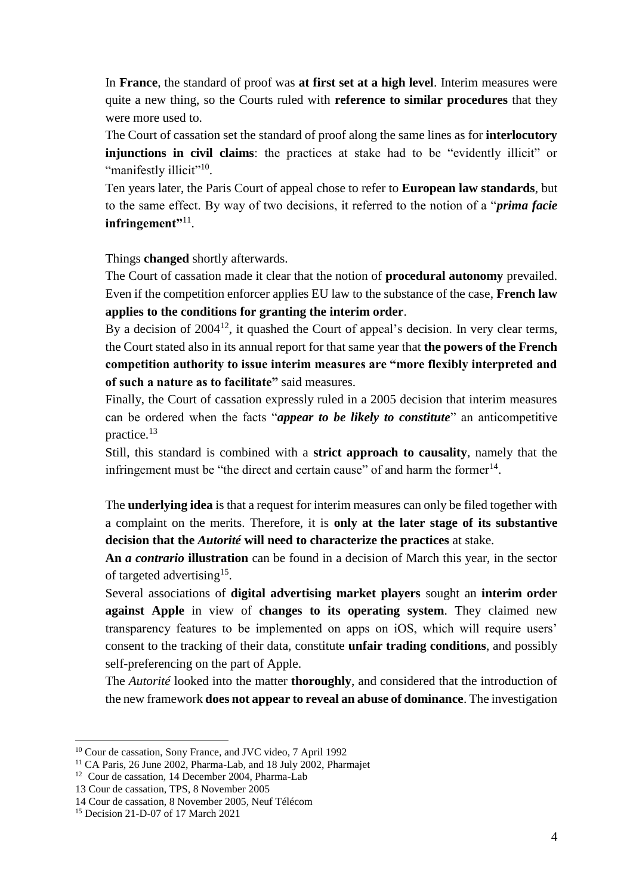In **France**, the standard of proof was **at first set at a high level**. Interim measures were quite a new thing, so the Courts ruled with **reference to similar procedures** that they were more used to.

The Court of cassation set the standard of proof along the same lines as for **interlocutory injunctions in civil claims**: the practices at stake had to be "evidently illicit" or "manifestly illicit"[10].

Ten years later, the Paris Court of appeal chose to refer to **European law standards**, but to the same effect. By way of two decisions, it referred to the notion of a "***prima facie* infringement"**[11].

Things **changed** shortly afterwards.

The Court of cassation made it clear that the notion of **procedural autonomy** prevailed. Even if the competition enforcer applies EU law to the substance of the case, **French law applies to the conditions for granting the interim order**.

By a decision of 2004[12], it quashed the Court of appeal's decision. In very clear terms, the Court stated also in its annual report for that same year that **the powers of the French competition authority to issue interim measures are "more flexibly interpreted and of such a nature as to facilitate"** said measures.

Finally, the Court of cassation expressly ruled in a 2005 decision that interim measures can be ordered when the facts "***appear to be likely to constitute***" an anticompetitive practice.[13]

Still, this standard is combined with a **strict approach to causality**, namely that the infringement must be "the direct and certain cause" of and harm the former[14].

The **underlying idea** is that a request for interim measures can only be filed together with a complaint on the merits. Therefore, it is **only at the later stage of its substantive decision that the *Autorité* will need to characterize the practices** at stake.

**An *a contrario* illustration** can be found in a decision of March this year, in the sector of targeted advertising[15].

Several associations of **digital advertising market players** sought an **interim order against Apple** in view of **changes to its operating system**. They claimed new transparency features to be implemented on apps on iOS, which will require users' consent to the tracking of their data, constitute **unfair trading conditions**, and possibly self-preferencing on the part of Apple.

The *Autorité* looked into the matter **thoroughly**, and considered that the introduction of the new framework **does not appear to reveal an abuse of dominance**. The investigation

---

[10] Cour de cassation, Sony France, and JVC video, 7 April 1992

[11] CA Paris, 26 June 2002, Pharma-Lab, and 18 July 2002, Pharmajet

[12] Cour de cassation, 14 December 2004, Pharma-Lab

13 Cour de cassation, TPS, 8 November 2005

14 Cour de cassation, 8 November 2005, Neuf Télécom

[15] Decision 21-D-07 of 17 March 2021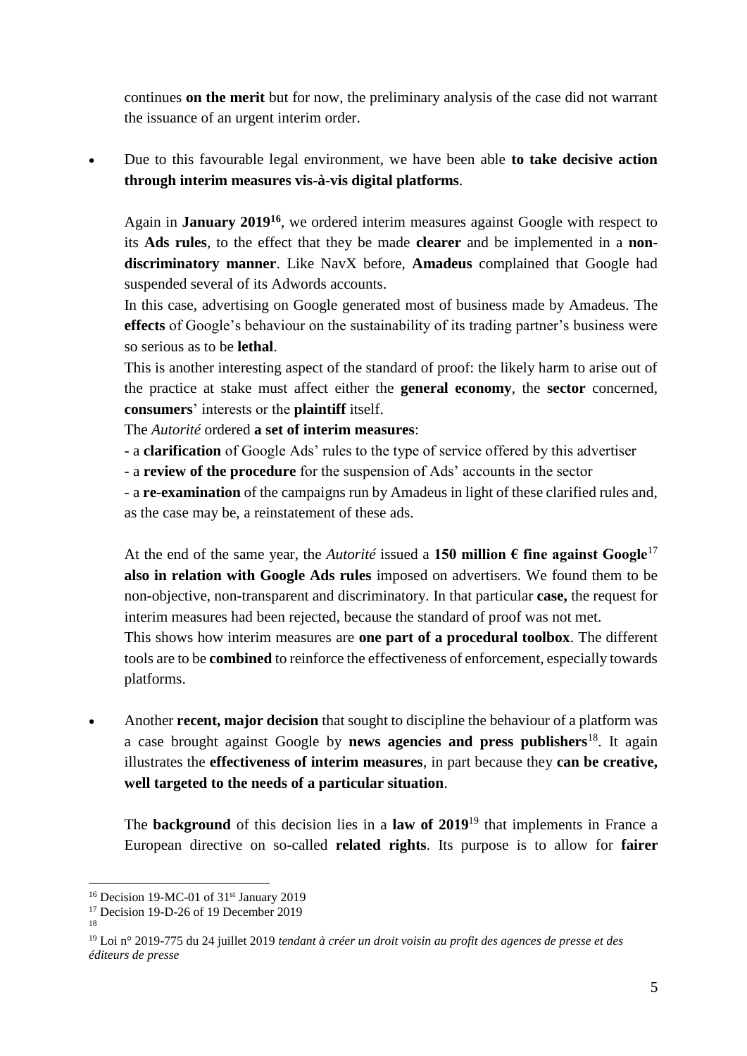continues **on the merit** but for now, the preliminary analysis of the case did not warrant the issuance of an urgent interim order.

- Due to this favourable legal environment, we have been able **to take decisive action through interim measures vis-à-vis digital platforms**.

  Again in **January 2019**[16], we ordered interim measures against Google with respect to its **Ads rules**, to the effect that they be made **clearer** and be implemented in a **non-discriminatory manner**. Like NavX before, **Amadeus** complained that Google had suspended several of its Adwords accounts.

  In this case, advertising on Google generated most of business made by Amadeus. The **effects** of Google's behaviour on the sustainability of its trading partner's business were so serious as to be **lethal**.

  This is another interesting aspect of the standard of proof: the likely harm to arise out of the practice at stake must affect either the **general economy**, the **sector** concerned, **consumers**' interests or the **plaintiff** itself.

  The *Autorité* ordered **a set of interim measures**:

  - a **clarification** of Google Ads' rules to the type of service offered by this advertiser
  - a **review of the procedure** for the suspension of Ads' accounts in the sector
  - a **re-examination** of the campaigns run by Amadeus in light of these clarified rules and, as the case may be, a reinstatement of these ads.

  At the end of the same year, the *Autorité* issued a **150 million € fine against Google**[17] **also in relation with Google Ads rules** imposed on advertisers. We found them to be non-objective, non-transparent and discriminatory. In that particular **case,** the request for interim measures had been rejected, because the standard of proof was not met.

  This shows how interim measures are **one part of a procedural toolbox**. The different tools are to be **combined** to reinforce the effectiveness of enforcement, especially towards platforms.

- Another **recent, major decision** that sought to discipline the behaviour of a platform was a case brought against Google by **news agencies and press publishers**[18]. It again illustrates the **effectiveness of interim measures**, in part because they **can be creative, well targeted to the needs of a particular situation**.

  The **background** of this decision lies in a **law of 2019**[19] that implements in France a European directive on so-called **related rights**. Its purpose is to allow for **fairer**

---

[16] Decision 19-MC-01 of 31st January 2019

[17] Decision 19-D-26 of 19 December 2019

[18]

[19] Loi n° 2019-775 du 24 juillet 2019 *tendant à créer un droit voisin au profit des agences de presse et des éditeurs de presse*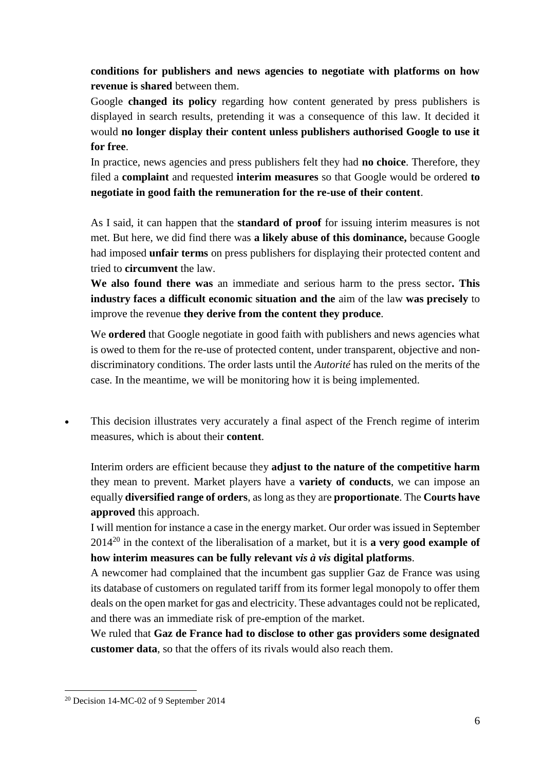**conditions for publishers and news agencies to negotiate with platforms on how revenue is shared** between them.

Google **changed its policy** regarding how content generated by press publishers is displayed in search results, pretending it was a consequence of this law. It decided it would **no longer display their content unless publishers authorised Google to use it for free**.

In practice, news agencies and press publishers felt they had **no choice**. Therefore, they filed a **complaint** and requested **interim measures** so that Google would be ordered **to negotiate in good faith the remuneration for the re-use of their content**.

As I said, it can happen that the **standard of proof** for issuing interim measures is not met. But here, we did find there was **a likely abuse of this dominance,** because Google had imposed **unfair terms** on press publishers for displaying their protected content and tried to **circumvent** the law.

**We also found there was** an immediate and serious harm to the press sector**. This industry faces a difficult economic situation and the** aim of the law **was precisely** to improve the revenue **they derive from the content they produce**.

We **ordered** that Google negotiate in good faith with publishers and news agencies what is owed to them for the re-use of protected content, under transparent, objective and non-discriminatory conditions. The order lasts until the *Autorité* has ruled on the merits of the case. In the meantime, we will be monitoring how it is being implemented.

- This decision illustrates very accurately a final aspect of the French regime of interim measures, which is about their **content**.

  Interim orders are efficient because they **adjust to the nature of the competitive harm** they mean to prevent. Market players have a **variety of conducts**, we can impose an equally **diversified range of orders**, as long as they are **proportionate**. The **Courts have approved** this approach.

  I will mention for instance a case in the energy market. Our order was issued in September 2014[20] in the context of the liberalisation of a market, but it is **a very good example of how interim measures can be fully relevant *vis à vis* digital platforms**.

  A newcomer had complained that the incumbent gas supplier Gaz de France was using its database of customers on regulated tariff from its former legal monopoly to offer them deals on the open market for gas and electricity. These advantages could not be replicated, and there was an immediate risk of pre-emption of the market.

  We ruled that **Gaz de France had to disclose to other gas providers some designated customer data**, so that the offers of its rivals would also reach them.

[20] Decision 14-MC-02 of 9 September 2014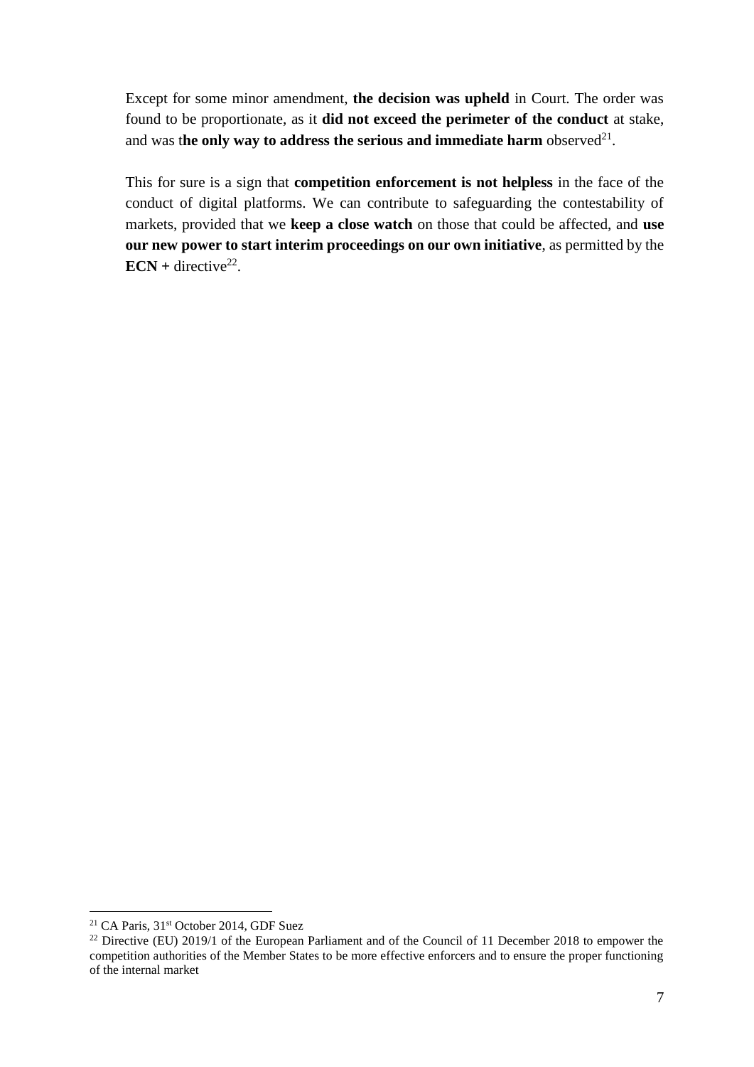Except for some minor amendment, **the decision was upheld** in Court. The order was found to be proportionate, as it **did not exceed the perimeter of the conduct** at stake, and was t**he only way to address the serious and immediate harm** observed[21].

This for sure is a sign that **competition enforcement is not helpless** in the face of the conduct of digital platforms. We can contribute to safeguarding the contestability of markets, provided that we **keep a close watch** on those that could be affected, and **use our new power to start interim proceedings on our own initiative**, as permitted by the **ECN +** directive[22].

---

[21] CA Paris, 31st October 2014, GDF Suez

[22] Directive (EU) 2019/1 of the European Parliament and of the Council of 11 December 2018 to empower the competition authorities of the Member States to be more effective enforcers and to ensure the proper functioning of the internal market